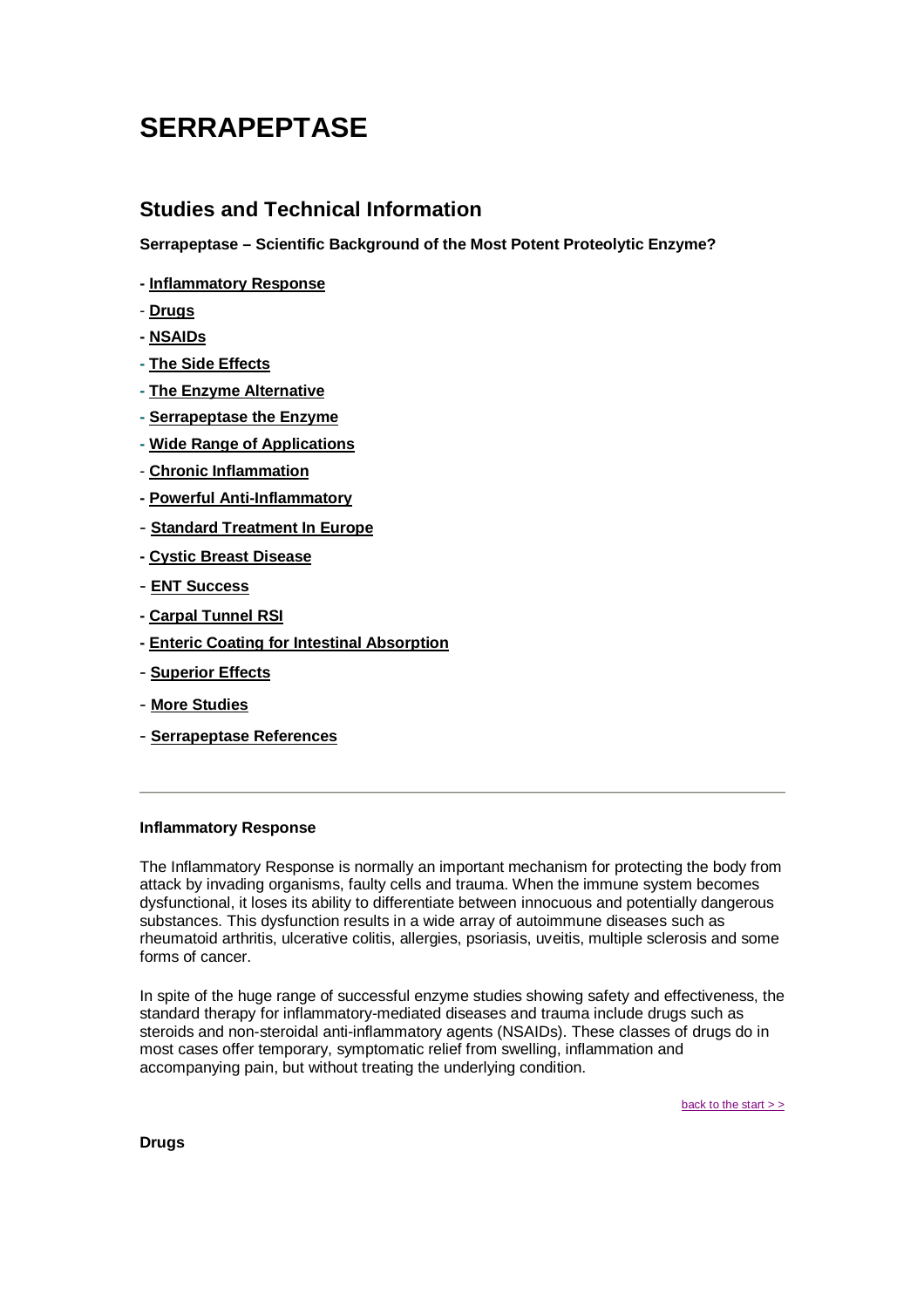# SERRAPEPTASE

## Studies and Technical Information

**Serrapeptase – Scientific Background of the Most Potent Proteolytic Enzyme?**

- **Inflammatory Response**
- **Drugs**
- **NSAIDs**
- **The Side Effects**
- **The Enzyme Alternative**
- **Serrapeptase the Enzyme**
- **Wide Range of Applications**
- **Chronic Inflammation**
- **Powerful Anti-Inflammatory**
- **Standard Treatment In Europe**
- **Cystic Breast Disease**
- **ENT Success**
- **Carpal Tunnel RSI**
- **Enteric Coating for Intestinal Absorption**
- **Superior Effects**
- **More Studies**
- **Serrapeptase References**

---

**Inflammatory Response**

The Inflammatory Response is normally an important mechanism for protecting the body from attack by invading organisms, faulty cells and trauma. When the immune system becomes dysfunctional, it loses its ability to differentiate between innocuous and potentially dangerous substances. This dysfunction results in a wide array of autoimmune diseases such as rheumatoid arthritis, ulcerative colitis, allergies, psoriasis, uveitis, multiple sclerosis and some forms of cancer.

In spite of the huge range of successful enzyme studies showing safety and effectiveness, the standard therapy for inflammatory-mediated diseases and trauma include drugs such as steroids and non-steroidal anti-inflammatory agents (NSAIDs). These classes of drugs do in most cases offer temporary, symptomatic relief from swelling, inflammation and accompanying pain, but without treating the underlying condition.

back to the start > >

**Drugs**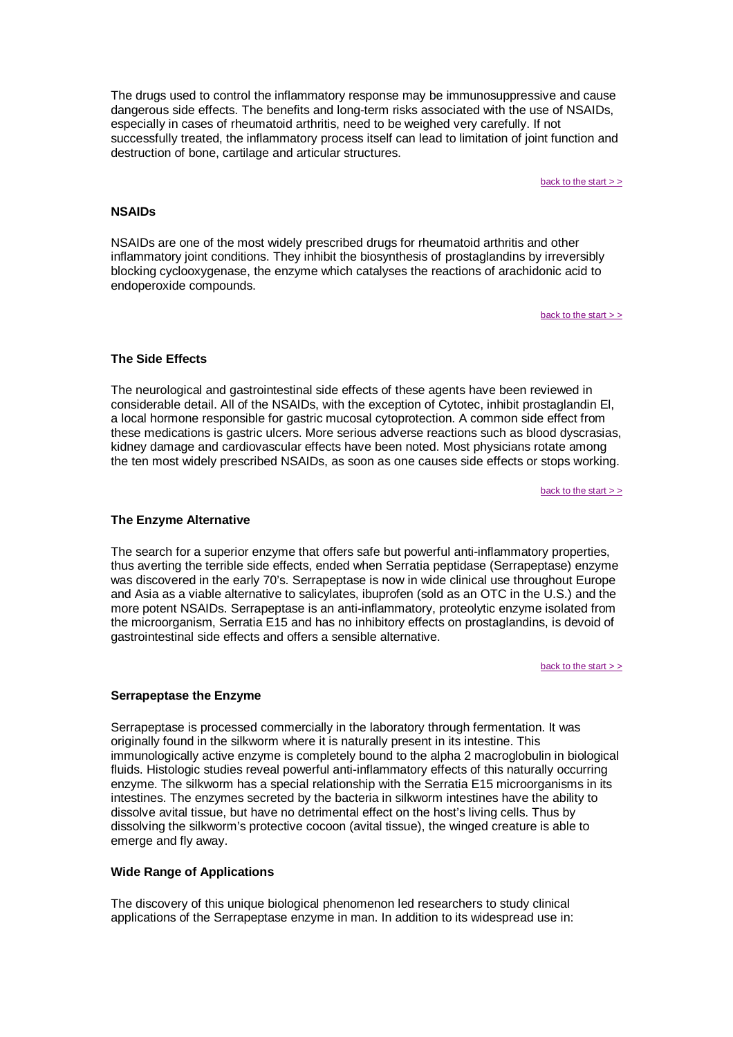The drugs used to control the inflammatory response may be immunosuppressive and cause dangerous side effects. The benefits and long-term risks associated with the use of NSAIDs, especially in cases of rheumatoid arthritis, need to be weighed very carefully. If not successfully treated, the inflammatory process itself can lead to limitation of joint function and destruction of bone, cartilage and articular structures.

back to the start > >

**NSAIDs**

NSAIDs are one of the most widely prescribed drugs for rheumatoid arthritis and other inflammatory joint conditions. They inhibit the biosynthesis of prostaglandins by irreversibly blocking cyclooxygenase, the enzyme which catalyses the reactions of arachidonic acid to endoperoxide compounds.

back to the start > >

**The Side Effects**

The neurological and gastrointestinal side effects of these agents have been reviewed in considerable detail. All of the NSAIDs, with the exception of Cytotec, inhibit prostaglandin El, a local hormone responsible for gastric mucosal cytoprotection. A common side effect from these medications is gastric ulcers. More serious adverse reactions such as blood dyscrasias, kidney damage and cardiovascular effects have been noted. Most physicians rotate among the ten most widely prescribed NSAIDs, as soon as one causes side effects or stops working.

back to the start > >

**The Enzyme Alternative**

The search for a superior enzyme that offers safe but powerful anti-inflammatory properties, thus averting the terrible side effects, ended when Serratia peptidase (Serrapeptase) enzyme was discovered in the early 70's. Serrapeptase is now in wide clinical use throughout Europe and Asia as a viable alternative to salicylates, ibuprofen (sold as an OTC in the U.S.) and the more potent NSAIDs. Serrapeptase is an anti-inflammatory, proteolytic enzyme isolated from the microorganism, Serratia E15 and has no inhibitory effects on prostaglandins, is devoid of gastrointestinal side effects and offers a sensible alternative.

back to the start > >

**Serrapeptase the Enzyme**

Serrapeptase is processed commercially in the laboratory through fermentation. It was originally found in the silkworm where it is naturally present in its intestine. This immunologically active enzyme is completely bound to the alpha 2 macroglobulin in biological fluids. Histologic studies reveal powerful anti-inflammatory effects of this naturally occurring enzyme. The silkworm has a special relationship with the Serratia E15 microorganisms in its intestines. The enzymes secreted by the bacteria in silkworm intestines have the ability to dissolve avital tissue, but have no detrimental effect on the host's living cells. Thus by dissolving the silkworm's protective cocoon (avital tissue), the winged creature is able to emerge and fly away.

**Wide Range of Applications**

The discovery of this unique biological phenomenon led researchers to study clinical applications of the Serrapeptase enzyme in man. In addition to its widespread use in: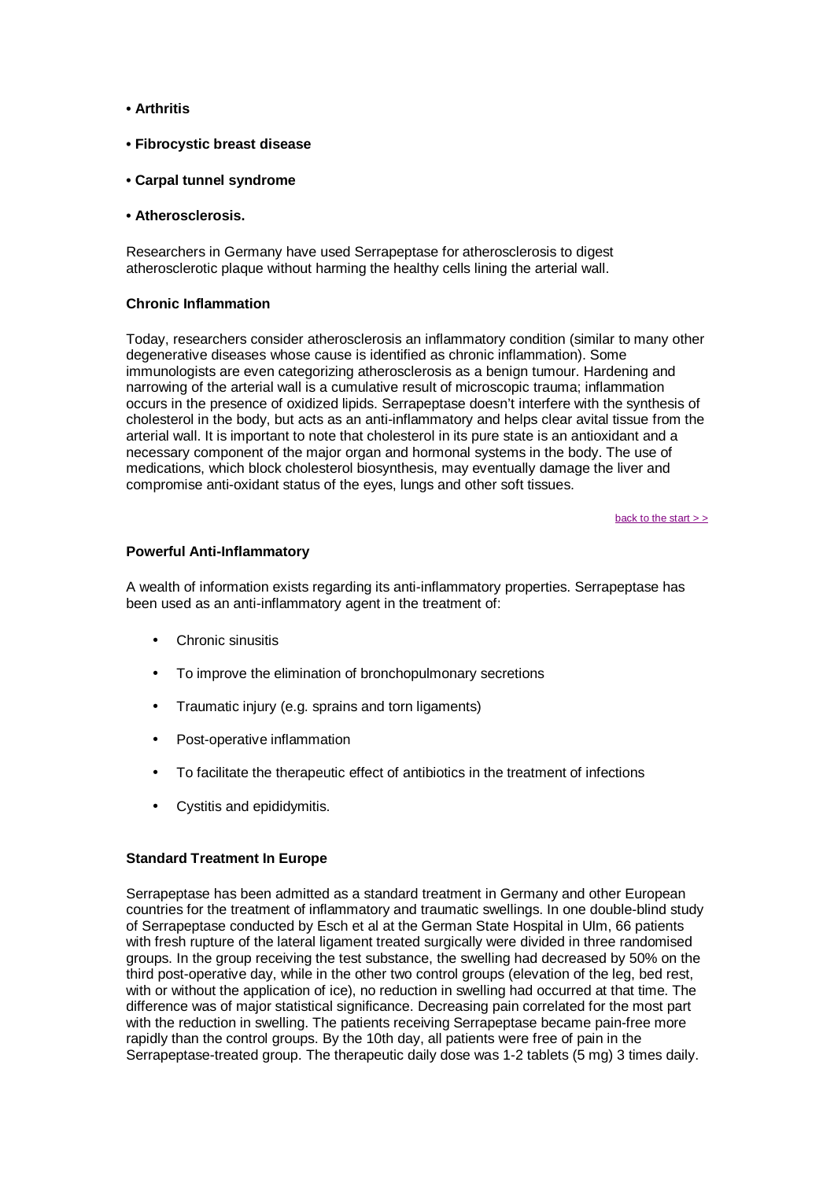- **Arthritis**
- **Fibrocystic breast disease**
- **Carpal tunnel syndrome**
- **Atherosclerosis.**

Researchers in Germany have used Serrapeptase for atherosclerosis to digest atherosclerotic plaque without harming the healthy cells lining the arterial wall.

**Chronic Inflammation**

Today, researchers consider atherosclerosis an inflammatory condition (similar to many other degenerative diseases whose cause is identified as chronic inflammation). Some immunologists are even categorizing atherosclerosis as a benign tumour. Hardening and narrowing of the arterial wall is a cumulative result of microscopic trauma; inflammation occurs in the presence of oxidized lipids. Serrapeptase doesn't interfere with the synthesis of cholesterol in the body, but acts as an anti-inflammatory and helps clear avital tissue from the arterial wall. It is important to note that cholesterol in its pure state is an antioxidant and a necessary component of the major organ and hormonal systems in the body. The use of medications, which block cholesterol biosynthesis, may eventually damage the liver and compromise anti-oxidant status of the eyes, lungs and other soft tissues.

back to the start > >

**Powerful Anti-Inflammatory**

A wealth of information exists regarding its anti-inflammatory properties. Serrapeptase has been used as an anti-inflammatory agent in the treatment of:

- Chronic sinusitis
- To improve the elimination of bronchopulmonary secretions
- Traumatic injury (e.g. sprains and torn ligaments)
- Post-operative inflammation
- To facilitate the therapeutic effect of antibiotics in the treatment of infections
- Cystitis and epididymitis.

**Standard Treatment In Europe**

Serrapeptase has been admitted as a standard treatment in Germany and other European countries for the treatment of inflammatory and traumatic swellings. In one double-blind study of Serrapeptase conducted by Esch et al at the German State Hospital in Ulm, 66 patients with fresh rupture of the lateral ligament treated surgically were divided in three randomised groups. In the group receiving the test substance, the swelling had decreased by 50% on the third post-operative day, while in the other two control groups (elevation of the leg, bed rest, with or without the application of ice), no reduction in swelling had occurred at that time. The difference was of major statistical significance. Decreasing pain correlated for the most part with the reduction in swelling. The patients receiving Serrapeptase became pain-free more rapidly than the control groups. By the 10th day, all patients were free of pain in the Serrapeptase-treated group. The therapeutic daily dose was 1-2 tablets (5 mg) 3 times daily.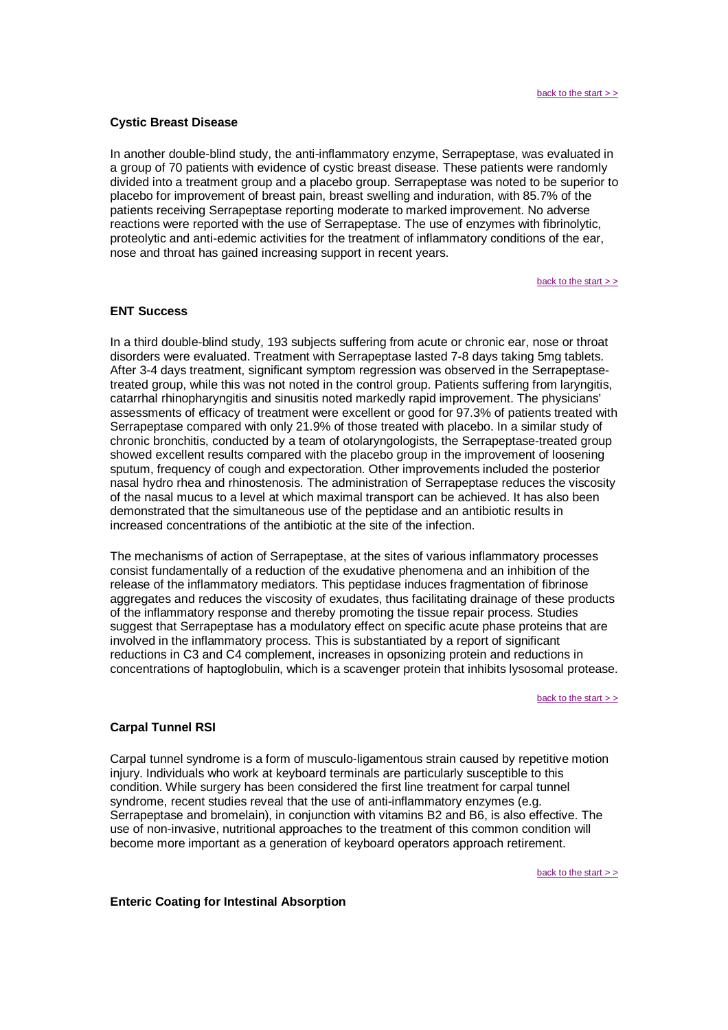[back to the start > >](#)

### Cystic Breast Disease

In another double-blind study, the anti-inflammatory enzyme, Serrapeptase, was evaluated in a group of 70 patients with evidence of cystic breast disease. These patients were randomly divided into a treatment group and a placebo group. Serrapeptase was noted to be superior to placebo for improvement of breast pain, breast swelling and induration, with 85.7% of the patients receiving Serrapeptase reporting moderate to marked improvement. No adverse reactions were reported with the use of Serrapeptase. The use of enzymes with fibrinolytic, proteolytic and anti-edemic activities for the treatment of inflammatory conditions of the ear, nose and throat has gained increasing support in recent years.

[back to the start > >](#)

### ENT Success

In a third double-blind study, 193 subjects suffering from acute or chronic ear, nose or throat disorders were evaluated. Treatment with Serrapeptase lasted 7-8 days taking 5mg tablets. After 3-4 days treatment, significant symptom regression was observed in the Serrapeptase-treated group, while this was not noted in the control group. Patients suffering from laryngitis, catarrhal rhinopharyngitis and sinusitis noted markedly rapid improvement. The physicians' assessments of efficacy of treatment were excellent or good for 97.3% of patients treated with Serrapeptase compared with only 21.9% of those treated with placebo. In a similar study of chronic bronchitis, conducted by a team of otolaryngologists, the Serrapeptase-treated group showed excellent results compared with the placebo group in the improvement of loosening sputum, frequency of cough and expectoration. Other improvements included the posterior nasal hydro rhea and rhinostenosis. The administration of Serrapeptase reduces the viscosity of the nasal mucus to a level at which maximal transport can be achieved. It has also been demonstrated that the simultaneous use of the peptidase and an antibiotic results in increased concentrations of the antibiotic at the site of the infection.

The mechanisms of action of Serrapeptase, at the sites of various inflammatory processes consist fundamentally of a reduction of the exudative phenomena and an inhibition of the release of the inflammatory mediators. This peptidase induces fragmentation of fibrinose aggregates and reduces the viscosity of exudates, thus facilitating drainage of these products of the inflammatory response and thereby promoting the tissue repair process. Studies suggest that Serrapeptase has a modulatory effect on specific acute phase proteins that are involved in the inflammatory process. This is substantiated by a report of significant reductions in C3 and C4 complement, increases in opsonizing protein and reductions in concentrations of haptoglobulin, which is a scavenger protein that inhibits lysosomal protease.

[back to the start > >](#)

### Carpal Tunnel RSI

Carpal tunnel syndrome is a form of musculo-ligamentous strain caused by repetitive motion injury. Individuals who work at keyboard terminals are particularly susceptible to this condition. While surgery has been considered the first line treatment for carpal tunnel syndrome, recent studies reveal that the use of anti-inflammatory enzymes (e.g. Serrapeptase and bromelain), in conjunction with vitamins B2 and B6, is also effective. The use of non-invasive, nutritional approaches to the treatment of this common condition will become more important as a generation of keyboard operators approach retirement.

[back to the start > >](#)

### Enteric Coating for Intestinal Absorption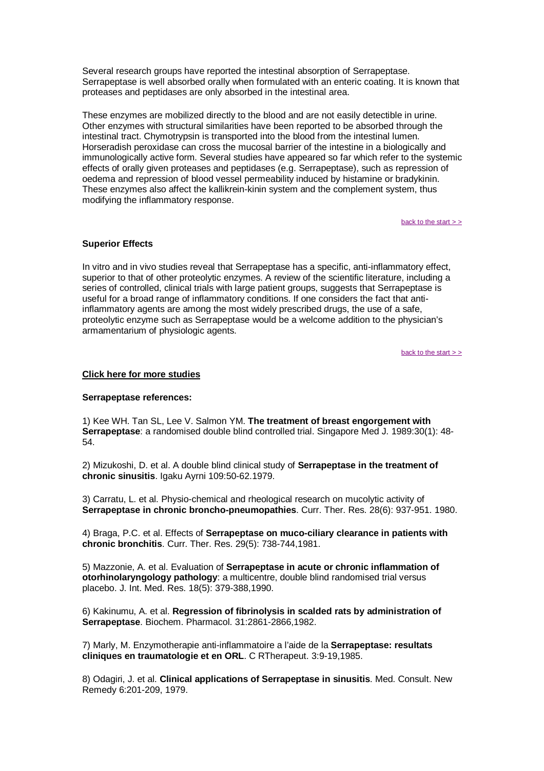Several research groups have reported the intestinal absorption of Serrapeptase. Serrapeptase is well absorbed orally when formulated with an enteric coating. It is known that proteases and peptidases are only absorbed in the intestinal area.

These enzymes are mobilized directly to the blood and are not easily detectible in urine. Other enzymes with structural similarities have been reported to be absorbed through the intestinal tract. Chymotrypsin is transported into the blood from the intestinal lumen. Horseradish peroxidase can cross the mucosal barrier of the intestine in a biologically and immunologically active form. Several studies have appeared so far which refer to the systemic effects of orally given proteases and peptidases (e.g. Serrapeptase), such as repression of oedema and repression of blood vessel permeability induced by histamine or bradykinin. These enzymes also affect the kallikrein-kinin system and the complement system, thus modifying the inflammatory response.

back to the start > >

**Superior Effects**

In vitro and in vivo studies reveal that Serrapeptase has a specific, anti-inflammatory effect, superior to that of other proteolytic enzymes. A review of the scientific literature, including a series of controlled, clinical trials with large patient groups, suggests that Serrapeptase is useful for a broad range of inflammatory conditions. If one considers the fact that anti-inflammatory agents are among the most widely prescribed drugs, the use of a safe, proteolytic enzyme such as Serrapeptase would be a welcome addition to the physician's armamentarium of physiologic agents.

back to the start > >

**Click here for more studies**

**Serrapeptase references:**

1) Kee WH. Tan SL, Lee V. Salmon YM. **The treatment of breast engorgement with Serrapeptase**: a randomised double blind controlled trial. Singapore Med J. 1989:30(1): 48-54.

2) Mizukoshi, D. et al. A double blind clinical study of **Serrapeptase in the treatment of chronic sinusitis**. Igaku Ayrni 109:50-62.1979.

3) Carratu, L. et al. Physio-chemical and rheological research on mucolytic activity of **Serrapeptase in chronic broncho-pneumopathies**. Curr. Ther. Res. 28(6): 937-951. 1980.

4) Braga, P.C. et al. Effects of **Serrapeptase on muco-ciliary clearance in patients with chronic bronchitis**. Curr. Ther. Res. 29(5): 738-744,1981.

5) Mazzonie, A. et al. Evaluation of **Serrapeptase in acute or chronic inflammation of otorhinolaryngology pathology**: a multicentre, double blind randomised trial versus placebo. J. Int. Med. Res. 18(5): 379-388,1990.

6) Kakinumu, A. et al. **Regression of fibrinolysis in scalded rats by administration of Serrapeptase**. Biochem. Pharmacol. 31:2861-2866,1982.

7) Marly, M. Enzymotherapie anti-inflammatoire a l'aide de la **Serrapeptase: resultats cliniques en traumatologie et en ORL**. C RTherapeut. 3:9-19,1985.

8) Odagiri, J. et al. **Clinical applications of Serrapeptase in sinusitis**. Med. Consult. New Remedy 6:201-209, 1979.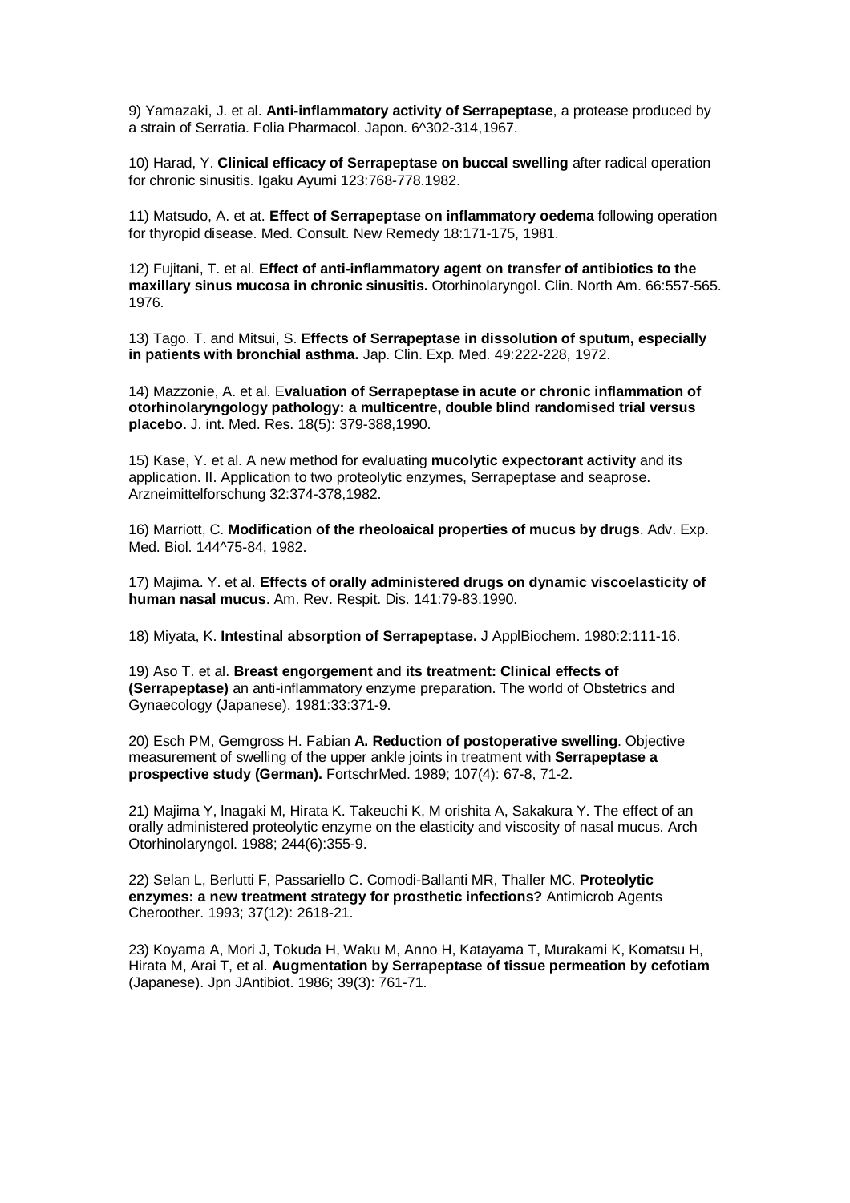9) Yamazaki, J. et al. **Anti-inflammatory activity of Serrapeptase**, a protease produced by a strain of Serratia. Folia Pharmacol. Japon. 6^302-314,1967.

10) Harad, Y. **Clinical efficacy of Serrapeptase on buccal swelling** after radical operation for chronic sinusitis. Igaku Ayumi 123:768-778.1982.

11) Matsudo, A. et at. **Effect of Serrapeptase on inflammatory oedema** following operation for thyropid disease. Med. Consult. New Remedy 18:171-175, 1981.

12) Fujitani, T. et al. **Effect of anti-inflammatory agent on transfer of antibiotics to the maxillary sinus mucosa in chronic sinusitis.** Otorhinolaryngol. Clin. North Am. 66:557-565. 1976.

13) Tago. T. and Mitsui, S. **Effects of Serrapeptase in dissolution of sputum, especially in patients with bronchial asthma.** Jap. Clin. Exp. Med. 49:222-228, 1972.

14) Mazzonie, A. et al. E**valuation of Serrapeptase in acute or chronic inflammation of otorhinolaryngology pathology: a multicentre, double blind randomised trial versus placebo.** J. int. Med. Res. 18(5): 379-388,1990.

15) Kase, Y. et al. A new method for evaluating **mucolytic expectorant activity** and its application. II. Application to two proteolytic enzymes, Serrapeptase and seaprose. Arzneimittelforschung 32:374-378,1982.

16) Marriott, C. **Modification of the rheoloaical properties of mucus by drugs**. Adv. Exp. Med. Biol. 144^75-84, 1982.

17) Majima. Y. et al. **Effects of orally administered drugs on dynamic viscoelasticity of human nasal mucus**. Am. Rev. Respit. Dis. 141:79-83.1990.

18) Miyata, K. **Intestinal absorption of Serrapeptase.** J ApplBiochem. 1980:2:111-16.

19) Aso T. et al. **Breast engorgement and its treatment: Clinical effects of (Serrapeptase)** an anti-inflammatory enzyme preparation. The world of Obstetrics and Gynaecology (Japanese). 1981:33:371-9.

20) Esch PM, Gemgross H. Fabian **A. Reduction of postoperative swelling**. Objective measurement of swelling of the upper ankle joints in treatment with **Serrapeptase a prospective study (German).** FortschrMed. 1989; 107(4): 67-8, 71-2.

21) Majima Y, lnagaki M, Hirata K. Takeuchi K, M orishita A, Sakakura Y. The effect of an orally administered proteolytic enzyme on the elasticity and viscosity of nasal mucus. Arch Otorhinolaryngol. 1988; 244(6):355-9.

22) Selan L, Berlutti F, Passariello C. Comodi-Ballanti MR, Thaller MC. **Proteolytic enzymes: a new treatment strategy for prosthetic infections?** Antimicrob Agents Cheroother. 1993; 37(12): 2618-21.

23) Koyama A, Mori J, Tokuda H, Waku M, Anno H, Katayama T, Murakami K, Komatsu H, Hirata M, Arai T, et al. **Augmentation by Serrapeptase of tissue permeation by cefotiam** (Japanese). Jpn JAntibiot. 1986; 39(3): 761-71.